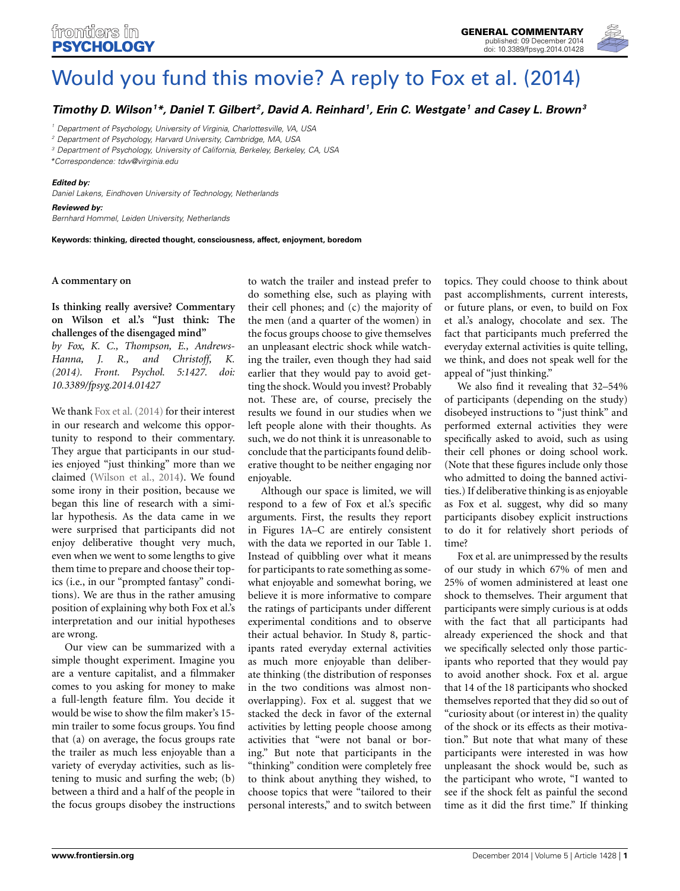# Would you fund this movie? A reply to Fox et al. (2014)

**Timothy D. Wilson[1]*, Daniel T. Gilbert[2], David A. Reinhard[1], Erin C. Westgate[1] and Casey L. Brown[3]**

[1] Department of Psychology, University of Virginia, Charlottesville, VA, USA
[2] Department of Psychology, Harvard University, Cambridge, MA, USA
[3] Department of Psychology, University of California, Berkeley, Berkeley, CA, USA
*Correspondence: tdw@virginia.edu

**Edited by:**
Daniel Lakens, Eindhoven University of Technology, Netherlands

**Reviewed by:**
Bernhard Hommel, Leiden University, Netherlands

**Keywords: thinking, directed thought, consciousness, affect, enjoyment, boredom**

**A commentary on**

**Is thinking really aversive? Commentary on Wilson et al.'s "Just think: The challenges of the disengaged mind"**
*by Fox, K. C., Thompson, E., Andrews-Hanna, J. R., and Christoff, K. (2014). Front. Psychol. 5:1427. doi: 10.3389/fpsyg.2014.01427*

We thank Fox et al. (2014) for their interest in our research and welcome this opportunity to respond to their commentary. They argue that participants in our studies enjoyed "just thinking" more than we claimed (Wilson et al., 2014). We found some irony in their position, because we began this line of research with a similar hypothesis. As the data came in we were surprised that participants did not enjoy deliberative thought very much, even when we went to some lengths to give them time to prepare and choose their topics (i.e., in our "prompted fantasy" conditions). We are thus in the rather amusing position of explaining why both Fox et al.'s interpretation and our initial hypotheses are wrong.

Our view can be summarized with a simple thought experiment. Imagine you are a venture capitalist, and a filmmaker comes to you asking for money to make a full-length feature film. You decide it would be wise to show the film maker's 15-min trailer to some focus groups. You find that (a) on average, the focus groups rate the trailer as much less enjoyable than a variety of everyday activities, such as listening to music and surfing the web; (b) between a third and a half of the people in the focus groups disobey the instructions to watch the trailer and instead prefer to do something else, such as playing with their cell phones; and (c) the majority of the men (and a quarter of the women) in the focus groups choose to give themselves an unpleasant electric shock while watching the trailer, even though they had said earlier that they would pay to avoid getting the shock. Would you invest? Probably not. These are, of course, precisely the results we found in our studies when we left people alone with their thoughts. As such, we do not think it is unreasonable to conclude that the participants found deliberative thought to be neither engaging nor enjoyable.

Although our space is limited, we will respond to a few of Fox et al.'s specific arguments. First, the results they report in Figures 1A–C are entirely consistent with the data we reported in our Table 1. Instead of quibbling over what it means for participants to rate something as somewhat enjoyable and somewhat boring, we believe it is more informative to compare the ratings of participants under different experimental conditions and to observe their actual behavior. In Study 8, participants rated everyday external activities as much more enjoyable than deliberate thinking (the distribution of responses in the two conditions was almost non-overlapping). Fox et al. suggest that we stacked the deck in favor of the external activities by letting people choose among activities that "were not banal or boring." But note that participants in the "thinking" condition were completely free to think about anything they wished, to choose topics that were "tailored to their personal interests," and to switch between topics. They could choose to think about past accomplishments, current interests, or future plans, or even, to build on Fox et al.'s analogy, chocolate and sex. The fact that participants much preferred the everyday external activities is quite telling, we think, and does not speak well for the appeal of "just thinking."

We also find it revealing that 32–54% of participants (depending on the study) disobeyed instructions to "just think" and performed external activities they were specifically asked to avoid, such as using their cell phones or doing school work. (Note that these figures include only those who admitted to doing the banned activities.) If deliberative thinking is as enjoyable as Fox et al. suggest, why did so many participants disobey explicit instructions to do it for relatively short periods of time?

Fox et al. are unimpressed by the results of our study in which 67% of men and 25% of women administered at least one shock to themselves. Their argument that participants were simply curious is at odds with the fact that all participants had already experienced the shock and that we specifically selected only those participants who reported that they would pay to avoid another shock. Fox et al. argue that 14 of the 18 participants who shocked themselves reported that they did so out of "curiosity about (or interest in) the quality of the shock or its effects as their motivation." But note that what many of these participants were interested in was how unpleasant the shock would be, such as the participant who wrote, "I wanted to see if the shock felt as painful the second time as it did the first time." If thinking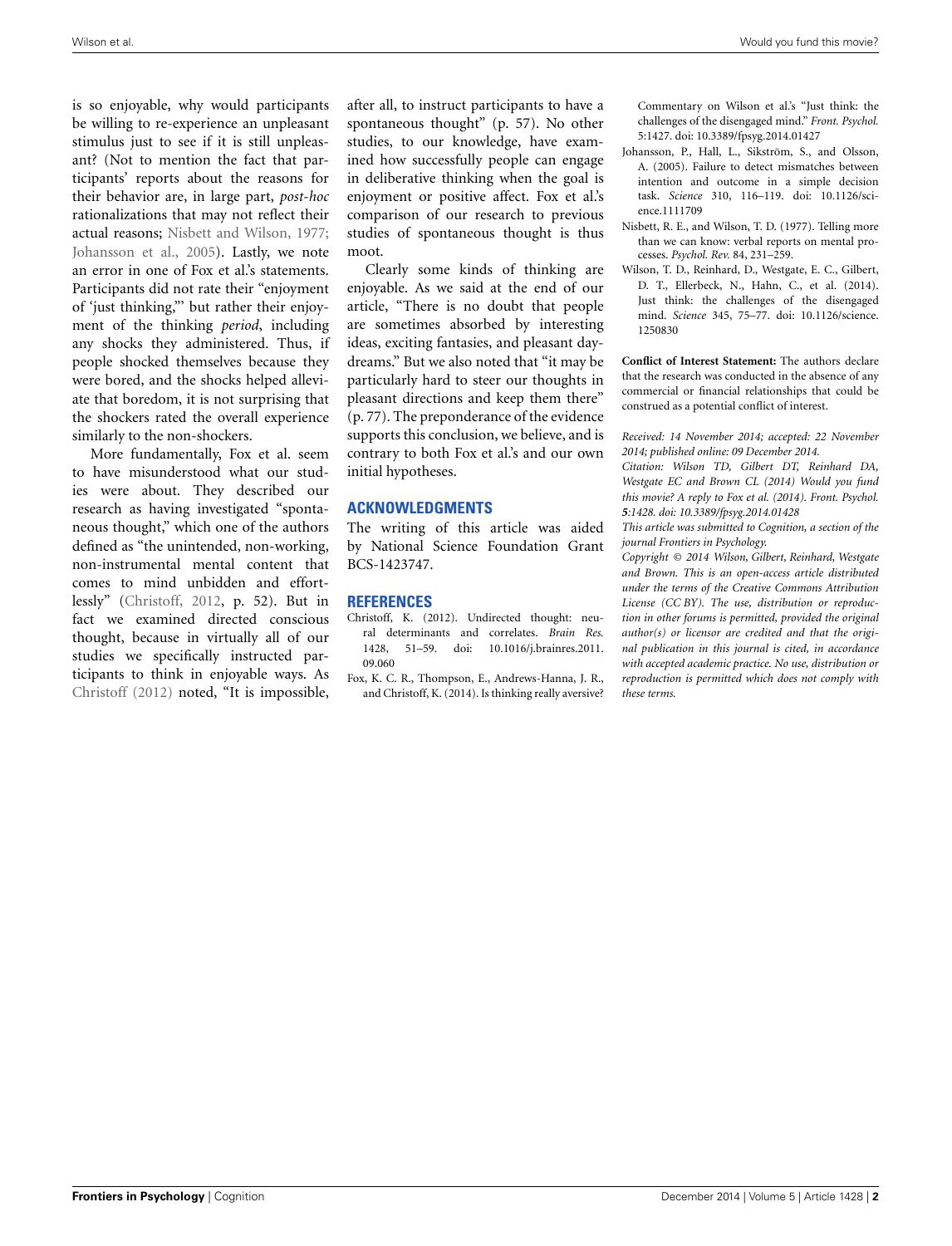is so enjoyable, why would participants be willing to re-experience an unpleasant stimulus just to see if it is still unpleasant? (Not to mention the fact that participants' reports about the reasons for their behavior are, in large part, *post-hoc* rationalizations that may not reflect their actual reasons; Nisbett and Wilson, 1977; Johansson et al., 2005). Lastly, we note an error in one of Fox et al.'s statements. Participants did not rate their "enjoyment of 'just thinking,'" but rather their enjoyment of the thinking *period*, including any shocks they administered. Thus, if people shocked themselves because they were bored, and the shocks helped alleviate that boredom, it is not surprising that the shockers rated the overall experience similarly to the non-shockers.

More fundamentally, Fox et al. seem to have misunderstood what our studies were about. They described our research as having investigated "spontaneous thought," which one of the authors defined as "the unintended, non-working, non-instrumental mental content that comes to mind unbidden and effortlessly" (Christoff, 2012, p. 52). But in fact we examined directed conscious thought, because in virtually all of our studies we specifically instructed participants to think in enjoyable ways. As Christoff (2012) noted, "It is impossible, after all, to instruct participants to have a spontaneous thought" (p. 57). No other studies, to our knowledge, have examined how successfully people can engage in deliberative thinking when the goal is enjoyment or positive affect. Fox et al.'s comparison of our research to previous studies of spontaneous thought is thus moot.

Clearly some kinds of thinking are enjoyable. As we said at the end of our article, "There is no doubt that people are sometimes absorbed by interesting ideas, exciting fantasies, and pleasant daydreams." But we also noted that "it may be particularly hard to steer our thoughts in pleasant directions and keep them there" (p. 77). The preponderance of the evidence supports this conclusion, we believe, and is contrary to both Fox et al.'s and our own initial hypotheses.

## ACKNOWLEDGMENTS

The writing of this article was aided by National Science Foundation Grant BCS-1423747.

## REFERENCES

Christoff, K. (2012). Undirected thought: neural determinants and correlates. *Brain Res.* 1428, 51–59. doi: 10.1016/j.brainres.2011.09.060

Fox, K. C. R., Thompson, E., Andrews-Hanna, J. R., and Christoff, K. (2014). Is thinking really aversive? Commentary on Wilson et al.'s "Just think: the challenges of the disengaged mind." *Front. Psychol.* 5:1427. doi: 10.3389/fpsyg.2014.01427

Johansson, P., Hall, L., Sikström, S., and Olsson, A. (2005). Failure to detect mismatches between intention and outcome in a simple decision task. *Science* 310, 116–119. doi: 10.1126/science.1111709

Nisbett, R. E., and Wilson, T. D. (1977). Telling more than we can know: verbal reports on mental processes. *Psychol. Rev.* 84, 231–259.

Wilson, T. D., Reinhard, D., Westgate, E. C., Gilbert, D. T., Ellerbeck, N., Hahn, C., et al. (2014). Just think: the challenges of the disengaged mind. *Science* 345, 75–77. doi: 10.1126/science.1250830

**Conflict of Interest Statement:** The authors declare that the research was conducted in the absence of any commercial or financial relationships that could be construed as a potential conflict of interest.

*Received: 14 November 2014; accepted: 22 November 2014; published online: 09 December 2014.*

*Citation: Wilson TD, Gilbert DT, Reinhard DA, Westgate EC and Brown CL (2014) Would you fund this movie? A reply to Fox et al. (2014). Front. Psychol. **5**:1428. doi: 10.3389/fpsyg.2014.01428*

*This article was submitted to Cognition, a section of the journal Frontiers in Psychology.*

*Copyright © 2014 Wilson, Gilbert, Reinhard, Westgate and Brown. This is an open-access article distributed under the terms of the Creative Commons Attribution License (CC BY). The use, distribution or reproduction in other forums is permitted, provided the original author(s) or licensor are credited and that the original publication in this journal is cited, in accordance with accepted academic practice. No use, distribution or reproduction is permitted which does not comply with these terms.*